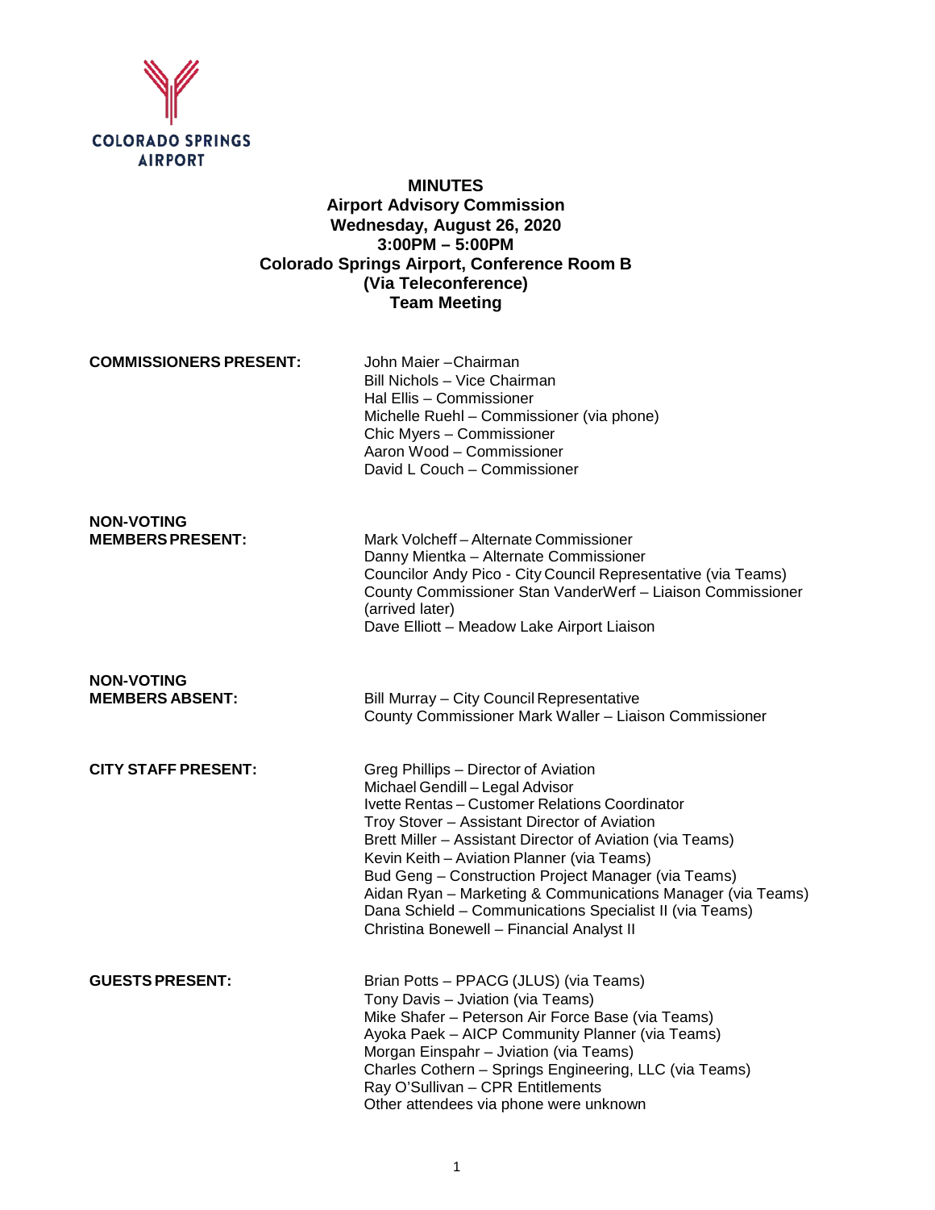COLORADO SPRINGS AIRPORT

# MINUTES
## Airport Advisory Commission
### Wednesday, August 26, 2020
### 3:00PM – 5:00PM
### Colorado Springs Airport, Conference Room B
### (Via Teleconference)
### Team Meeting

**COMMISSIONERS PRESENT:**

John Maier –Chairman
Bill Nichols – Vice Chairman
Hal Ellis – Commissioner
Michelle Ruehl – Commissioner (via phone)
Chic Myers – Commissioner
Aaron Wood – Commissioner
David L Couch – Commissioner

**NON-VOTING MEMBERS PRESENT:**

Mark Volcheff – Alternate Commissioner
Danny Mientka – Alternate Commissioner
Councilor Andy Pico - City Council Representative (via Teams)
County Commissioner Stan VanderWerf – Liaison Commissioner (arrived later)
Dave Elliott – Meadow Lake Airport Liaison

**NON-VOTING MEMBERS ABSENT:**

Bill Murray – City Council Representative
County Commissioner Mark Waller – Liaison Commissioner

**CITY STAFF PRESENT:**

Greg Phillips – Director of Aviation
Michael Gendill – Legal Advisor
Ivette Rentas – Customer Relations Coordinator
Troy Stover – Assistant Director of Aviation
Brett Miller – Assistant Director of Aviation (via Teams)
Kevin Keith – Aviation Planner (via Teams)
Bud Geng – Construction Project Manager (via Teams)
Aidan Ryan – Marketing & Communications Manager (via Teams)
Dana Schield – Communications Specialist II (via Teams)
Christina Bonewell – Financial Analyst II

**GUESTS PRESENT:**

Brian Potts – PPACG (JLUS) (via Teams)
Tony Davis – Jviation (via Teams)
Mike Shafer – Peterson Air Force Base (via Teams)
Ayoka Paek – AICP Community Planner (via Teams)
Morgan Einspahr – Jviation (via Teams)
Charles Cothern – Springs Engineering, LLC (via Teams)
Ray O'Sullivan – CPR Entitlements
Other attendees via phone were unknown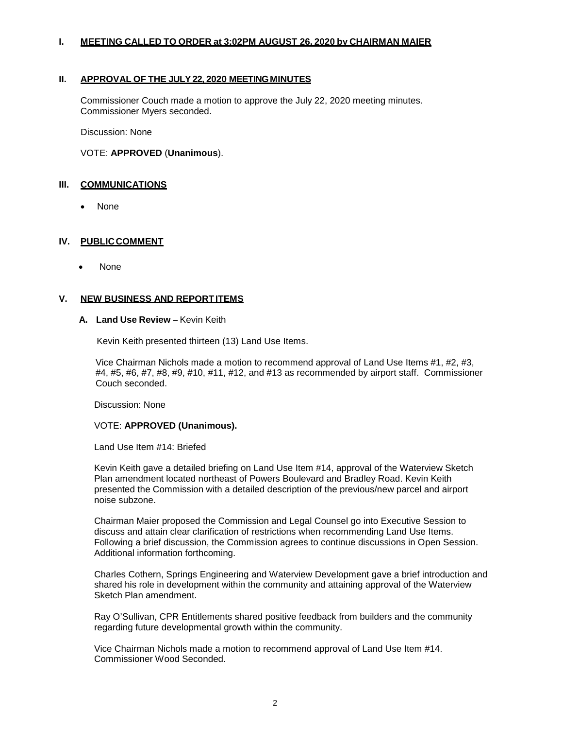## I. MEETING CALLED TO ORDER at 3:02PM AUGUST 26, 2020 by CHAIRMAN MAIER

## II. APPROVAL OF THE JULY 22, 2020 MEETING MINUTES

Commissioner Couch made a motion to approve the July 22, 2020 meeting minutes. Commissioner Myers seconded.

Discussion: None

VOTE: **APPROVED** (**Unanimous**).

## III. COMMUNICATIONS

- None

## IV. PUBLIC COMMENT

- None

## V. NEW BUSINESS AND REPORT ITEMS

### A. Land Use Review – Kevin Keith

Kevin Keith presented thirteen (13) Land Use Items.

Vice Chairman Nichols made a motion to recommend approval of Land Use Items #1, #2, #3, #4, #5, #6, #7, #8, #9, #10, #11, #12, and #13 as recommended by airport staff. Commissioner Couch seconded.

Discussion: None

VOTE: **APPROVED (Unanimous).**

Land Use Item #14: Briefed

Kevin Keith gave a detailed briefing on Land Use Item #14, approval of the Waterview Sketch Plan amendment located northeast of Powers Boulevard and Bradley Road. Kevin Keith presented the Commission with a detailed description of the previous/new parcel and airport noise subzone.

Chairman Maier proposed the Commission and Legal Counsel go into Executive Session to discuss and attain clear clarification of restrictions when recommending Land Use Items. Following a brief discussion, the Commission agrees to continue discussions in Open Session. Additional information forthcoming.

Charles Cothern, Springs Engineering and Waterview Development gave a brief introduction and shared his role in development within the community and attaining approval of the Waterview Sketch Plan amendment.

Ray O'Sullivan, CPR Entitlements shared positive feedback from builders and the community regarding future developmental growth within the community.

Vice Chairman Nichols made a motion to recommend approval of Land Use Item #14. Commissioner Wood Seconded.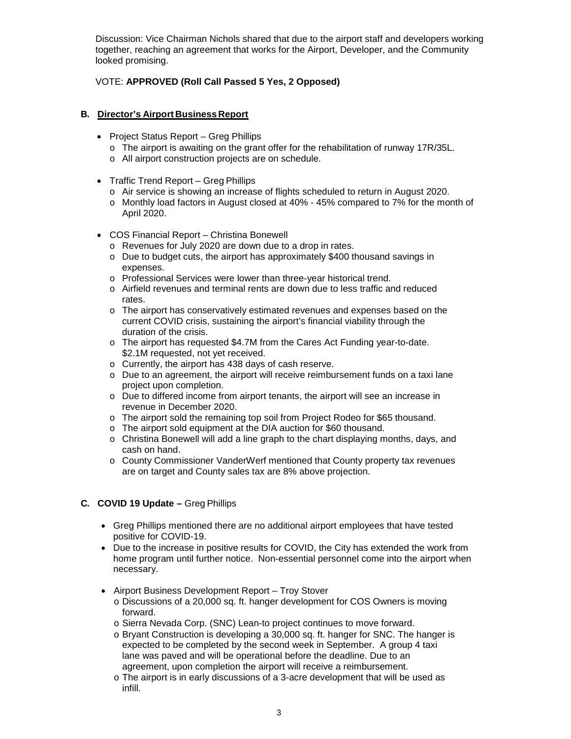Discussion: Vice Chairman Nichols shared that due to the airport staff and developers working together, reaching an agreement that works for the Airport, Developer, and the Community looked promising.

VOTE: **APPROVED (Roll Call Passed 5 Yes, 2 Opposed)**

**B. Director's Airport Business Report**

- Project Status Report – Greg Phillips
  - The airport is awaiting on the grant offer for the rehabilitation of runway 17R/35L.
  - All airport construction projects are on schedule.

- Traffic Trend Report – Greg Phillips
  - Air service is showing an increase of flights scheduled to return in August 2020.
  - Monthly load factors in August closed at 40% - 45% compared to 7% for the month of April 2020.

- COS Financial Report – Christina Bonewell
  - Revenues for July 2020 are down due to a drop in rates.
  - Due to budget cuts, the airport has approximately $400 thousand savings in expenses.
  - Professional Services were lower than three-year historical trend.
  - Airfield revenues and terminal rents are down due to less traffic and reduced rates.
  - The airport has conservatively estimated revenues and expenses based on the current COVID crisis, sustaining the airport's financial viability through the duration of the crisis.
  - The airport has requested $4.7M from the Cares Act Funding year-to-date. $2.1M requested, not yet received.
  - Currently, the airport has 438 days of cash reserve.
  - Due to an agreement, the airport will receive reimbursement funds on a taxi lane project upon completion.
  - Due to differed income from airport tenants, the airport will see an increase in revenue in December 2020.
  - The airport sold the remaining top soil from Project Rodeo for $65 thousand.
  - The airport sold equipment at the DIA auction for $60 thousand.
  - Christina Bonewell will add a line graph to the chart displaying months, days, and cash on hand.
  - County Commissioner VanderWerf mentioned that County property tax revenues are on target and County sales tax are 8% above projection.

**C. COVID 19 Update –** Greg Phillips

- Greg Phillips mentioned there are no additional airport employees that have tested positive for COVID-19.
- Due to the increase in positive results for COVID, the City has extended the work from home program until further notice. Non-essential personnel come into the airport when necessary.

- Airport Business Development Report – Troy Stover
  - Discussions of a 20,000 sq. ft. hanger development for COS Owners is moving forward.
  - Sierra Nevada Corp. (SNC) Lean-to project continues to move forward.
  - Bryant Construction is developing a 30,000 sq. ft. hanger for SNC. The hanger is expected to be completed by the second week in September. A group 4 taxi lane was paved and will be operational before the deadline. Due to an agreement, upon completion the airport will receive a reimbursement.
  - The airport is in early discussions of a 3-acre development that will be used as infill.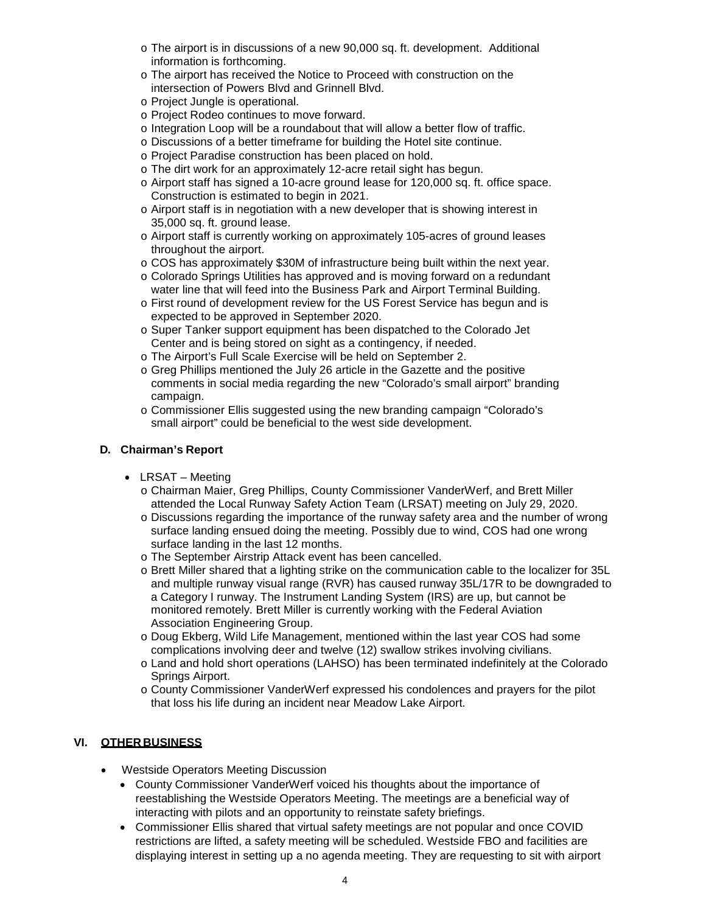- The airport is in discussions of a new 90,000 sq. ft. development. Additional information is forthcoming.
- The airport has received the Notice to Proceed with construction on the intersection of Powers Blvd and Grinnell Blvd.
- Project Jungle is operational.
- Project Rodeo continues to move forward.
- Integration Loop will be a roundabout that will allow a better flow of traffic.
- Discussions of a better timeframe for building the Hotel site continue.
- Project Paradise construction has been placed on hold.
- The dirt work for an approximately 12-acre retail sight has begun.
- Airport staff has signed a 10-acre ground lease for 120,000 sq. ft. office space. Construction is estimated to begin in 2021.
- Airport staff is in negotiation with a new developer that is showing interest in 35,000 sq. ft. ground lease.
- Airport staff is currently working on approximately 105-acres of ground leases throughout the airport.
- COS has approximately $30M of infrastructure being built within the next year.
- Colorado Springs Utilities has approved and is moving forward on a redundant water line that will feed into the Business Park and Airport Terminal Building.
- First round of development review for the US Forest Service has begun and is expected to be approved in September 2020.
- Super Tanker support equipment has been dispatched to the Colorado Jet Center and is being stored on sight as a contingency, if needed.
- The Airport's Full Scale Exercise will be held on September 2.
- Greg Phillips mentioned the July 26 article in the Gazette and the positive comments in social media regarding the new "Colorado's small airport" branding campaign.
- Commissioner Ellis suggested using the new branding campaign "Colorado's small airport" could be beneficial to the west side development.

### D. Chairman's Report

- LRSAT – Meeting
  - Chairman Maier, Greg Phillips, County Commissioner VanderWerf, and Brett Miller attended the Local Runway Safety Action Team (LRSAT) meeting on July 29, 2020.
  - Discussions regarding the importance of the runway safety area and the number of wrong surface landing ensued doing the meeting. Possibly due to wind, COS had one wrong surface landing in the last 12 months.
  - The September Airstrip Attack event has been cancelled.
  - Brett Miller shared that a lighting strike on the communication cable to the localizer for 35L and multiple runway visual range (RVR) has caused runway 35L/17R to be downgraded to a Category I runway. The Instrument Landing System (IRS) are up, but cannot be monitored remotely. Brett Miller is currently working with the Federal Aviation Association Engineering Group.
  - Doug Ekberg, Wild Life Management, mentioned within the last year COS had some complications involving deer and twelve (12) swallow strikes involving civilians.
  - Land and hold short operations (LAHSO) has been terminated indefinitely at the Colorado Springs Airport.
  - County Commissioner VanderWerf expressed his condolences and prayers for the pilot that loss his life during an incident near Meadow Lake Airport.

## VI. OTHER BUSINESS

- Westside Operators Meeting Discussion
  - County Commissioner VanderWerf voiced his thoughts about the importance of reestablishing the Westside Operators Meeting. The meetings are a beneficial way of interacting with pilots and an opportunity to reinstate safety briefings.
  - Commissioner Ellis shared that virtual safety meetings are not popular and once COVID restrictions are lifted, a safety meeting will be scheduled. Westside FBO and facilities are displaying interest in setting up a no agenda meeting. They are requesting to sit with airport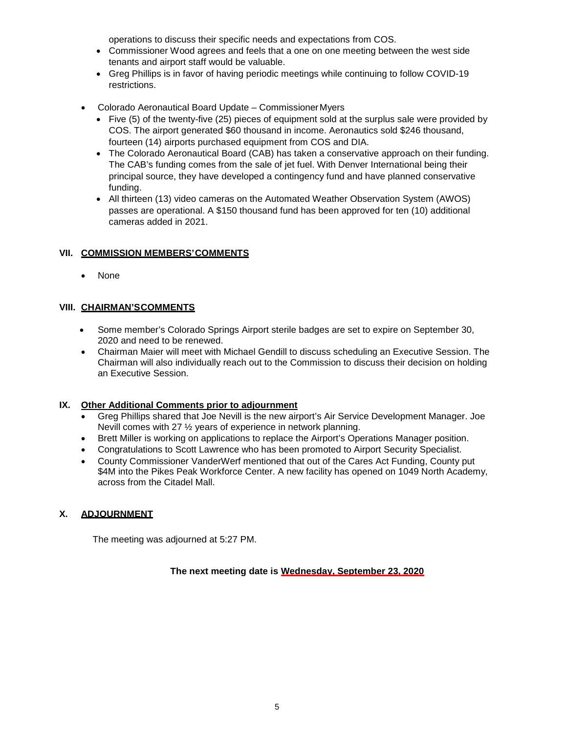operations to discuss their specific needs and expectations from COS.

- Commissioner Wood agrees and feels that a one on one meeting between the west side tenants and airport staff would be valuable.
- Greg Phillips is in favor of having periodic meetings while continuing to follow COVID-19 restrictions.

- Colorado Aeronautical Board Update – Commissioner Myers
  - Five (5) of the twenty-five (25) pieces of equipment sold at the surplus sale were provided by COS. The airport generated $60 thousand in income. Aeronautics sold $246 thousand, fourteen (14) airports purchased equipment from COS and DIA.
  - The Colorado Aeronautical Board (CAB) has taken a conservative approach on their funding. The CAB's funding comes from the sale of jet fuel. With Denver International being their principal source, they have developed a contingency fund and have planned conservative funding.
  - All thirteen (13) video cameras on the Automated Weather Observation System (AWOS) passes are operational. A $150 thousand fund has been approved for ten (10) additional cameras added in 2021.

## VII. COMMISSION MEMBERS' COMMENTS

- None

## VIII. CHAIRMAN'S COMMENTS

- Some member's Colorado Springs Airport sterile badges are set to expire on September 30, 2020 and need to be renewed.
- Chairman Maier will meet with Michael Gendill to discuss scheduling an Executive Session. The Chairman will also individually reach out to the Commission to discuss their decision on holding an Executive Session.

## IX. Other Additional Comments prior to adjournment

- Greg Phillips shared that Joe Nevill is the new airport's Air Service Development Manager. Joe Nevill comes with 27 ½ years of experience in network planning.
- Brett Miller is working on applications to replace the Airport's Operations Manager position.
- Congratulations to Scott Lawrence who has been promoted to Airport Security Specialist.
- County Commissioner VanderWerf mentioned that out of the Cares Act Funding, County put $4M into the Pikes Peak Workforce Center. A new facility has opened on 1049 North Academy, across from the Citadel Mall.

## X. ADJOURNMENT

The meeting was adjourned at 5:27 PM.

**The next meeting date is Wednesday, September 23, 2020**